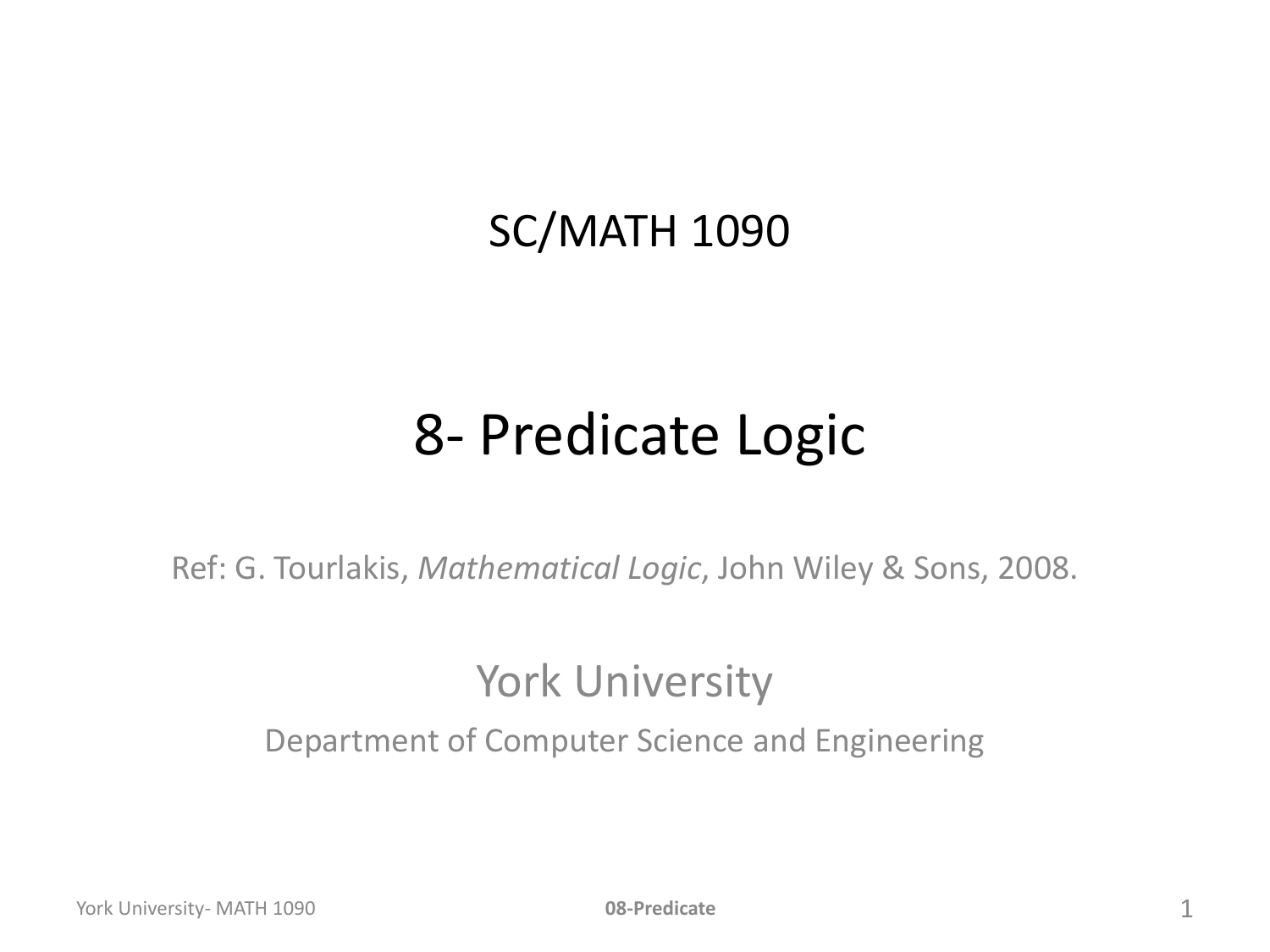# SC/MATH 1090

# 8- Predicate Logic

Ref: G. Tourlakis, *Mathematical Logic*, John Wiley & Sons, 2008.

York University

Department of Computer Science and Engineering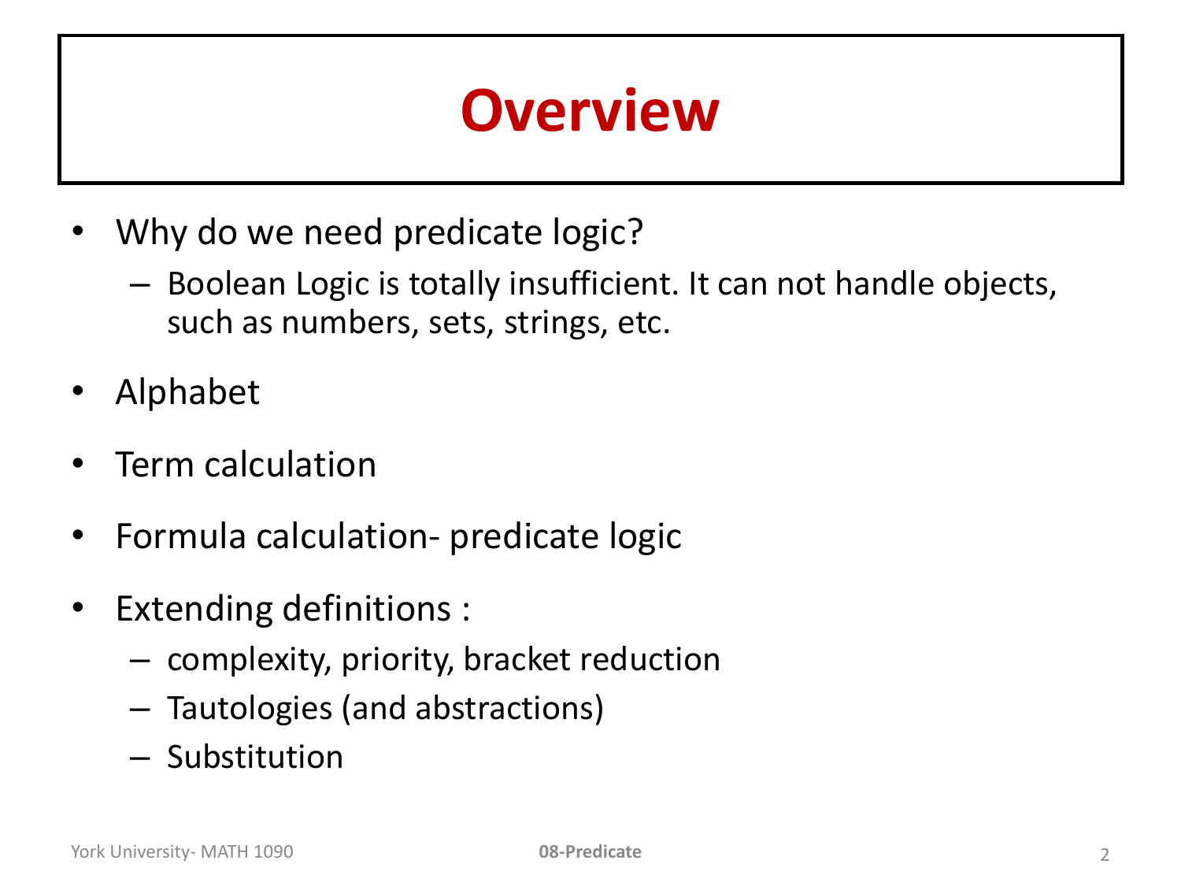# Overview

- Why do we need predicate logic?
  - Boolean Logic is totally insufficient. It can not handle objects, such as numbers, sets, strings, etc.
- Alphabet
- Term calculation
- Formula calculation- predicate logic
- Extending definitions :
  - complexity, priority, bracket reduction
  - Tautologies (and abstractions)
  - Substitution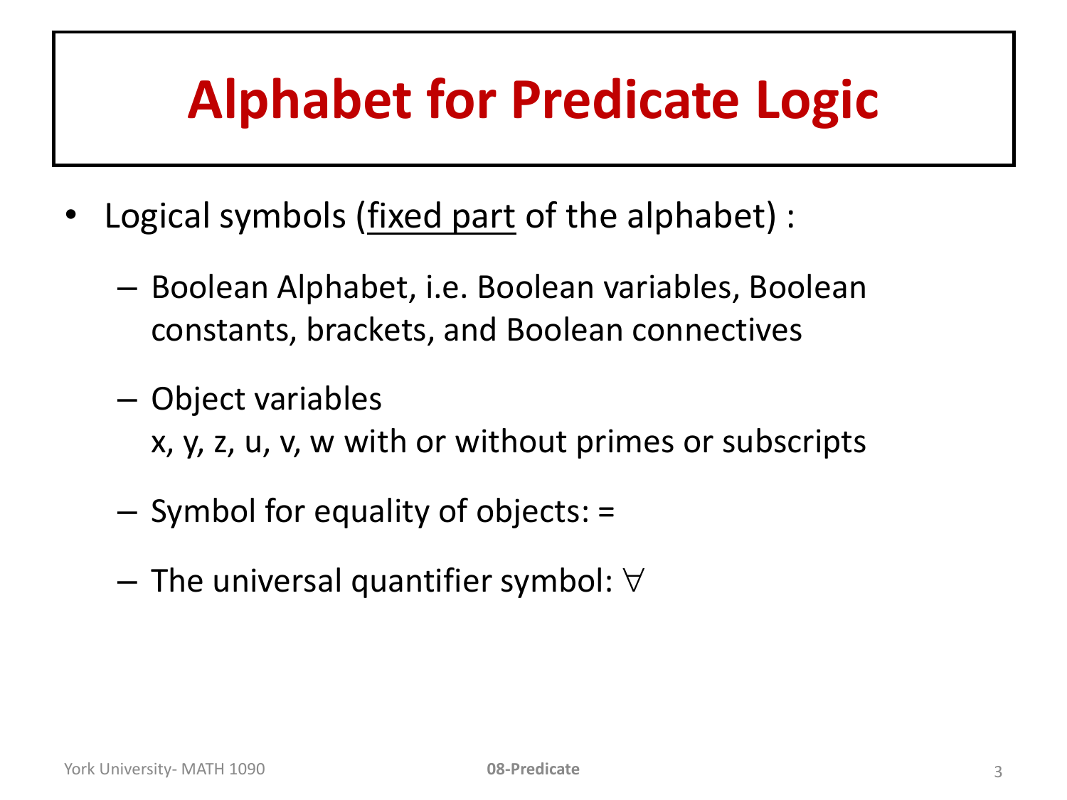# Alphabet for Predicate Logic

- Logical symbols (<u>fixed part</u> of the alphabet) :
  - Boolean Alphabet, i.e. Boolean variables, Boolean constants, brackets, and Boolean connectives
  - Object variables
    x, y, z, u, v, w with or without primes or subscripts
  - Symbol for equality of objects: =
  - The universal quantifier symbol: $\forall$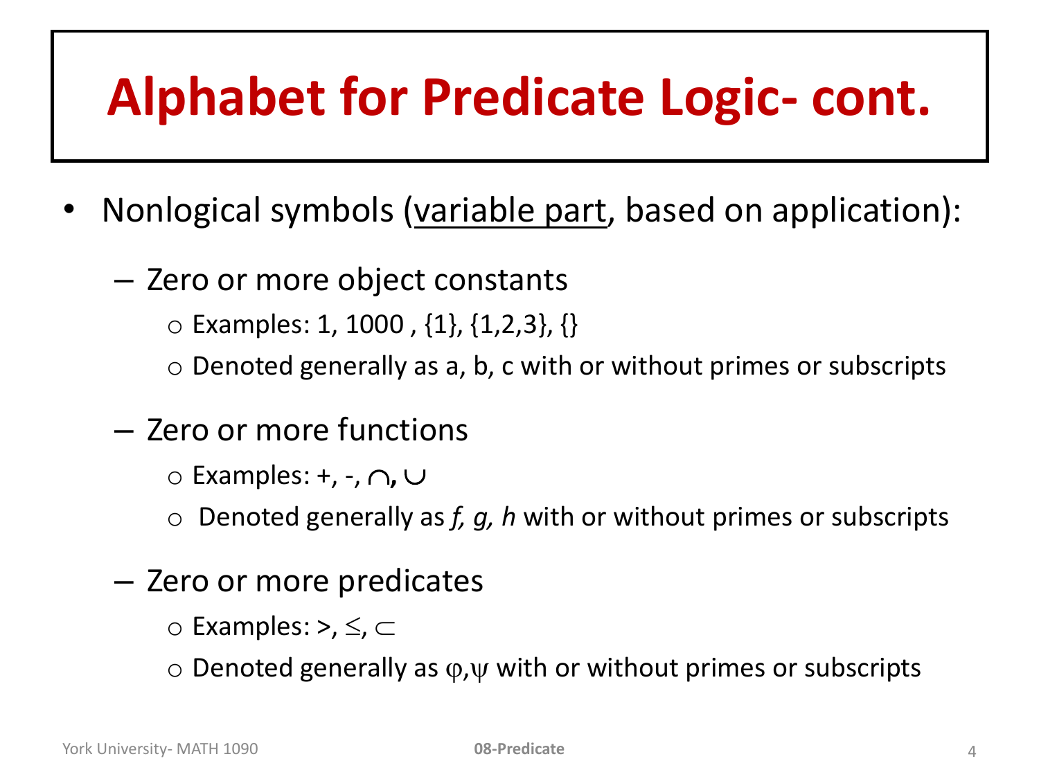# Alphabet for Predicate Logic- cont.

- Nonlogical symbols (<u>variable part</u>, based on application):
  - Zero or more object constants
    - Examples: 1, 1000 , {1}, {1,2,3}, {}
    - Denoted generally as a, b, c with or without primes or subscripts
  - Zero or more functions
    - Examples: +, -, $\cap$, $\cup$
    - Denoted generally as *f, g, h* with or without primes or subscripts
  - Zero or more predicates
    - Examples: >, $\leq$, $\subset$
    - Denoted generally as $\varphi$,$\psi$ with or without primes or subscripts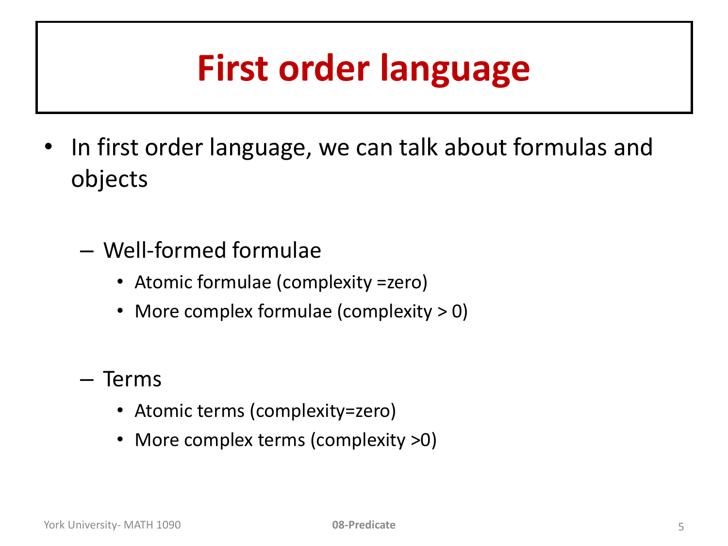# First order language

- In first order language, we can talk about formulas and objects

  - Well-formed formulae
    - Atomic formulae (complexity =zero)
    - More complex formulae (complexity > 0)

  - Terms
    - Atomic terms (complexity=zero)
    - More complex terms (complexity >0)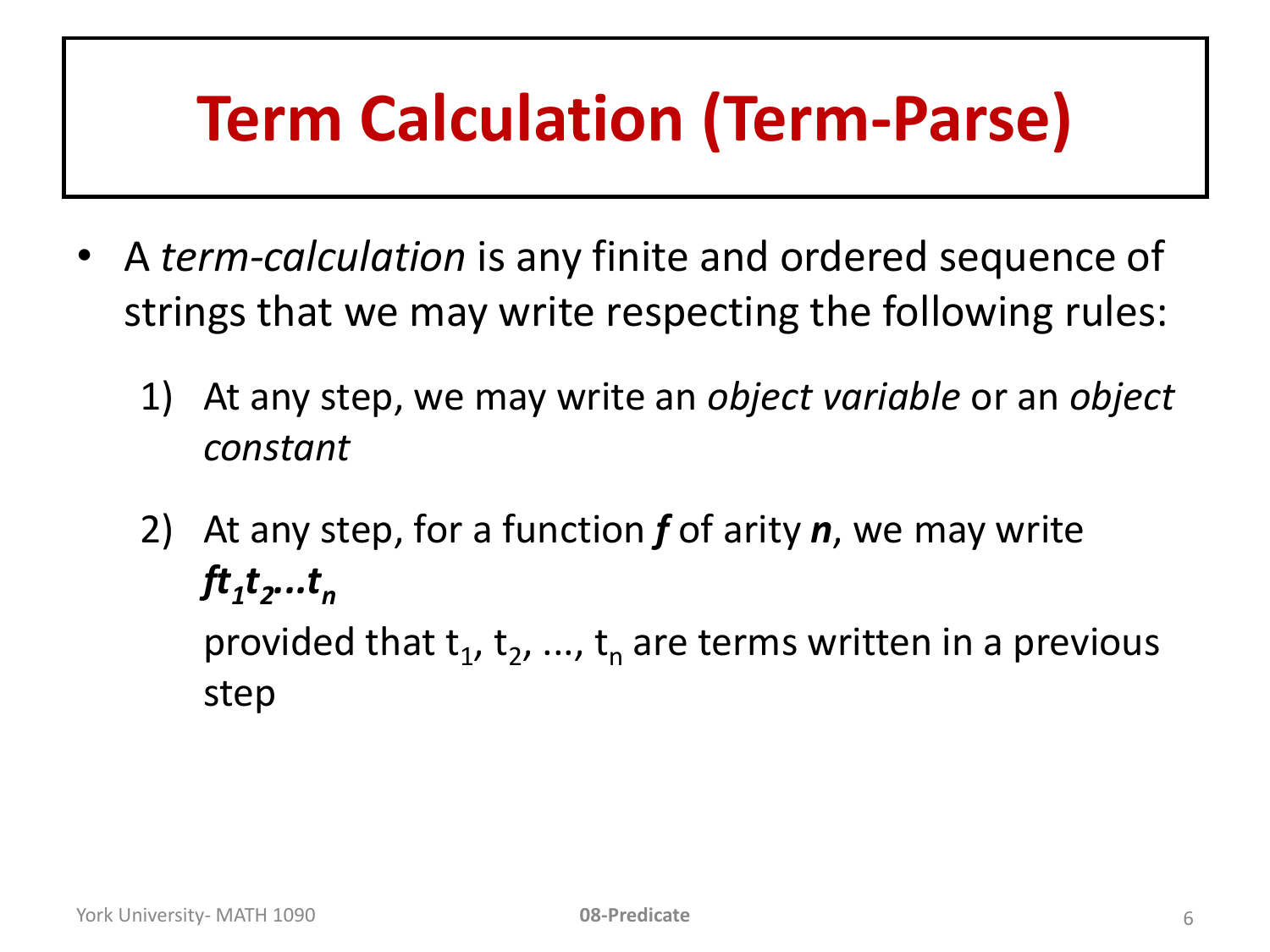# Term Calculation (Term-Parse)

- A *term-calculation* is any finite and ordered sequence of strings that we may write respecting the following rules:
  1) At any step, we may write an *object variable* or an *object constant*
  2) At any step, for a function $\boldsymbol{f}$ of arity $\boldsymbol{n}$, we may write $\boldsymbol{f t_1 t_2 \ldots t_n}$ provided that $t_1$, $t_2$, ..., $t_n$ are terms written in a previous step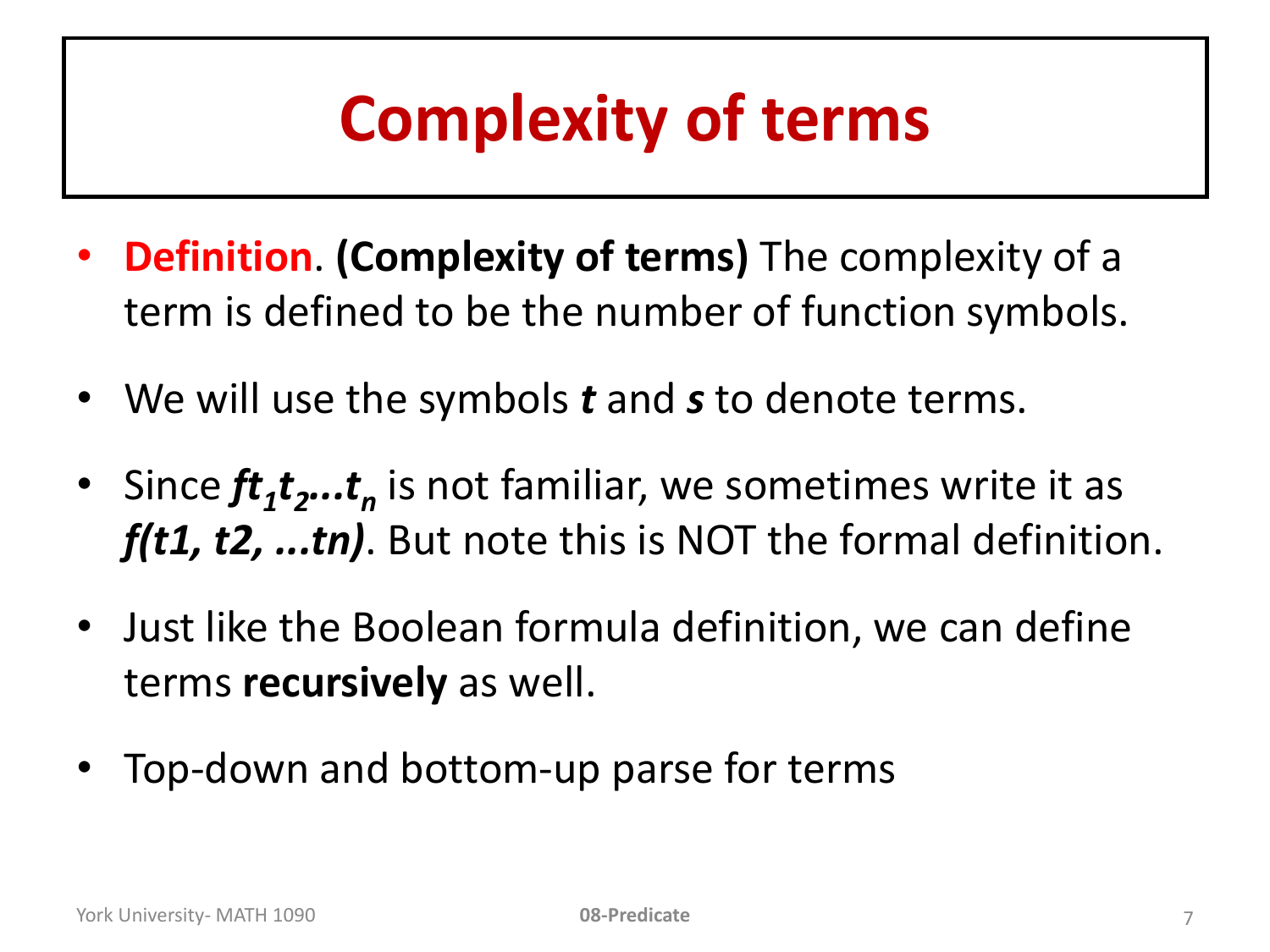# Complexity of terms

- **Definition**. **(Complexity of terms)** The complexity of a term is defined to be the number of function symbols.
- We will use the symbols ***t*** and ***s*** to denote terms.
- Since $ft_1t_2...t_n$ is not familiar, we sometimes write it as ***f(t1, t2, ...tn)***. But note this is NOT the formal definition.
- Just like the Boolean formula definition, we can define terms **recursively** as well.
- Top-down and bottom-up parse for terms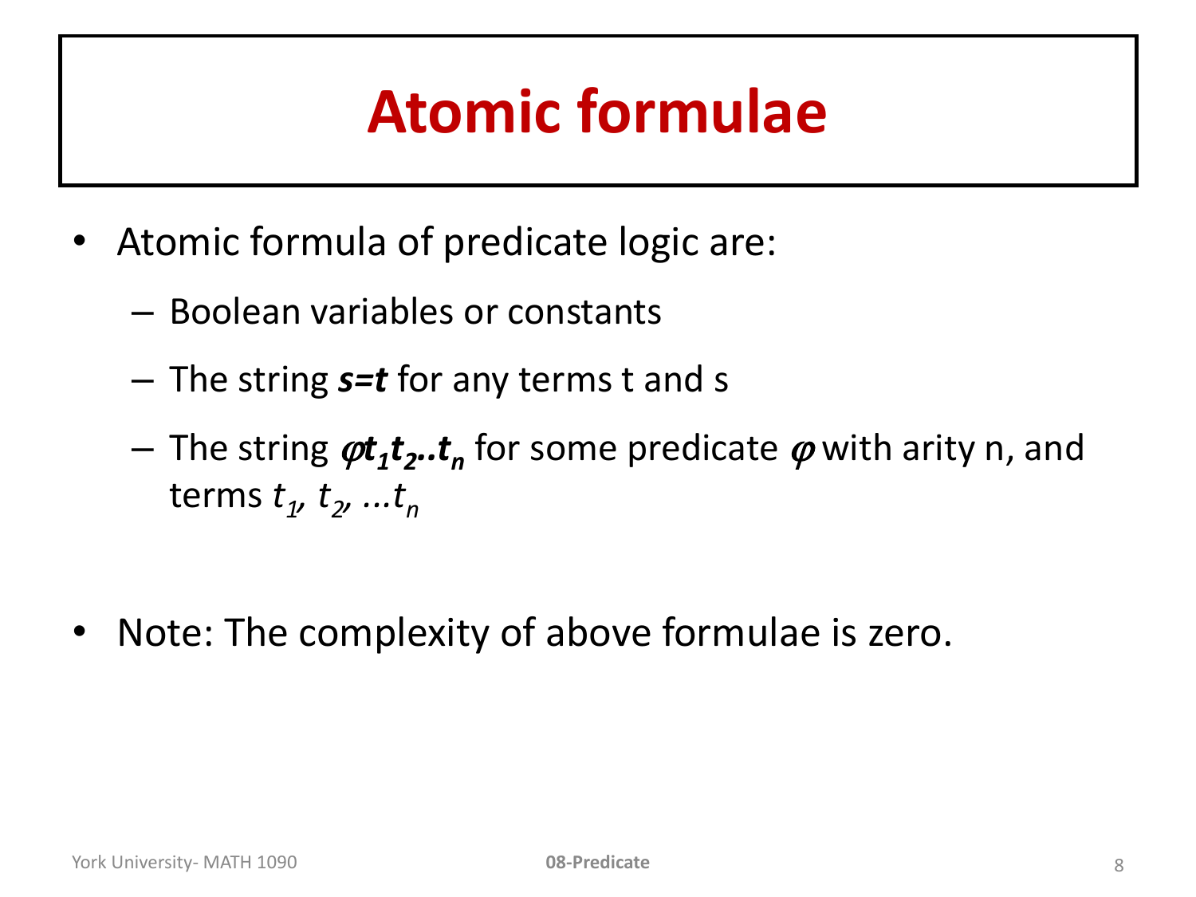# Atomic formulae

- Atomic formula of predicate logic are:
  - Boolean variables or constants
  - The string $\boldsymbol{s=t}$ for any terms t and s
  - The string $\boldsymbol{\varphi t_1 t_2 .. t_n}$ for some predicate $\boldsymbol{\varphi}$ with arity n, and terms $t_1, t_2, \ldots t_n$

- Note: The complexity of above formulae is zero.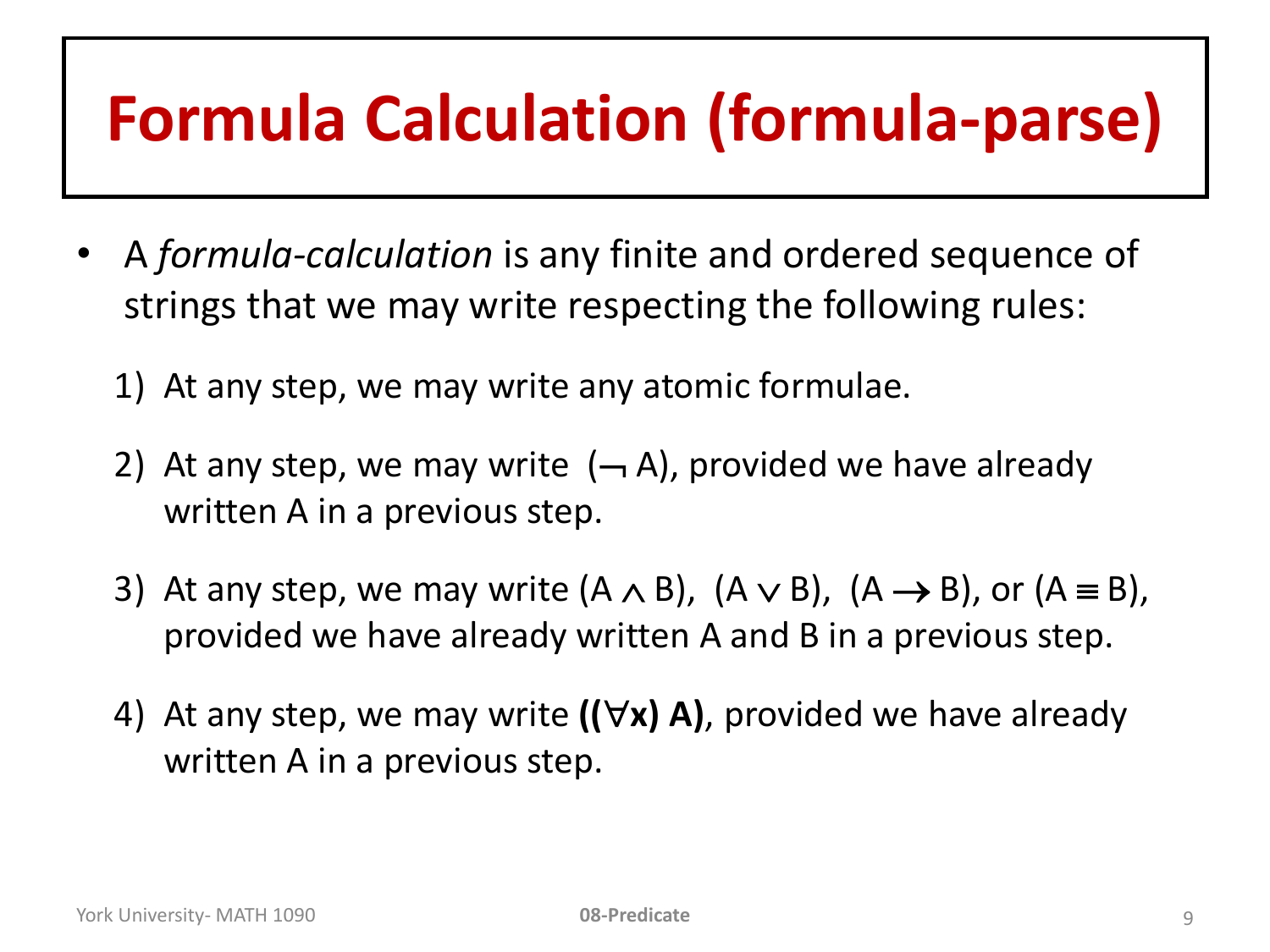# Formula Calculation (formula-parse)

- A *formula-calculation* is any finite and ordered sequence of strings that we may write respecting the following rules:

  1) At any step, we may write any atomic formulae.

  2) At any step, we may write $(\neg A)$, provided we have already written A in a previous step.

  3) At any step, we may write $(A \wedge B)$, $(A \vee B)$, $(A \rightarrow B)$, or $(A \equiv B)$, provided we have already written A and B in a previous step.

  4) At any step, we may write $\mathbf{((\forall x)\ A)}$, provided we have already written A in a previous step.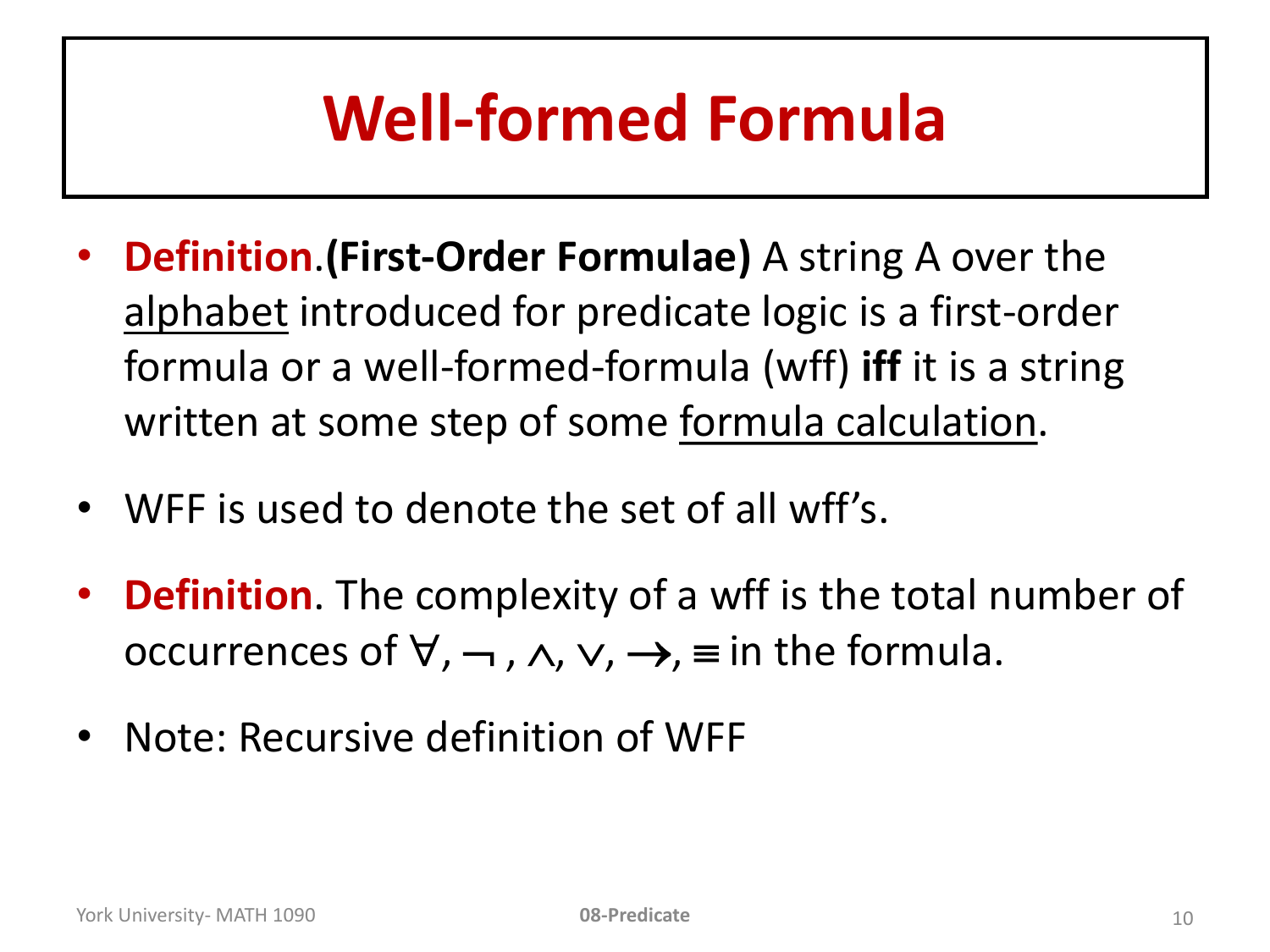# Well-formed Formula

- **Definition.** **(First-Order Formulae)** A string A over the alphabet introduced for predicate logic is a first-order formula or a well-formed-formula (wff) **iff** it is a string written at some step of some formula calculation.
- WFF is used to denote the set of all wff's.
- **Definition**. The complexity of a wff is the total number of occurrences of $\forall$, $\neg$ , $\wedge$, $\vee$, $\rightarrow$, $\equiv$ in the formula.
- Note: Recursive definition of WFF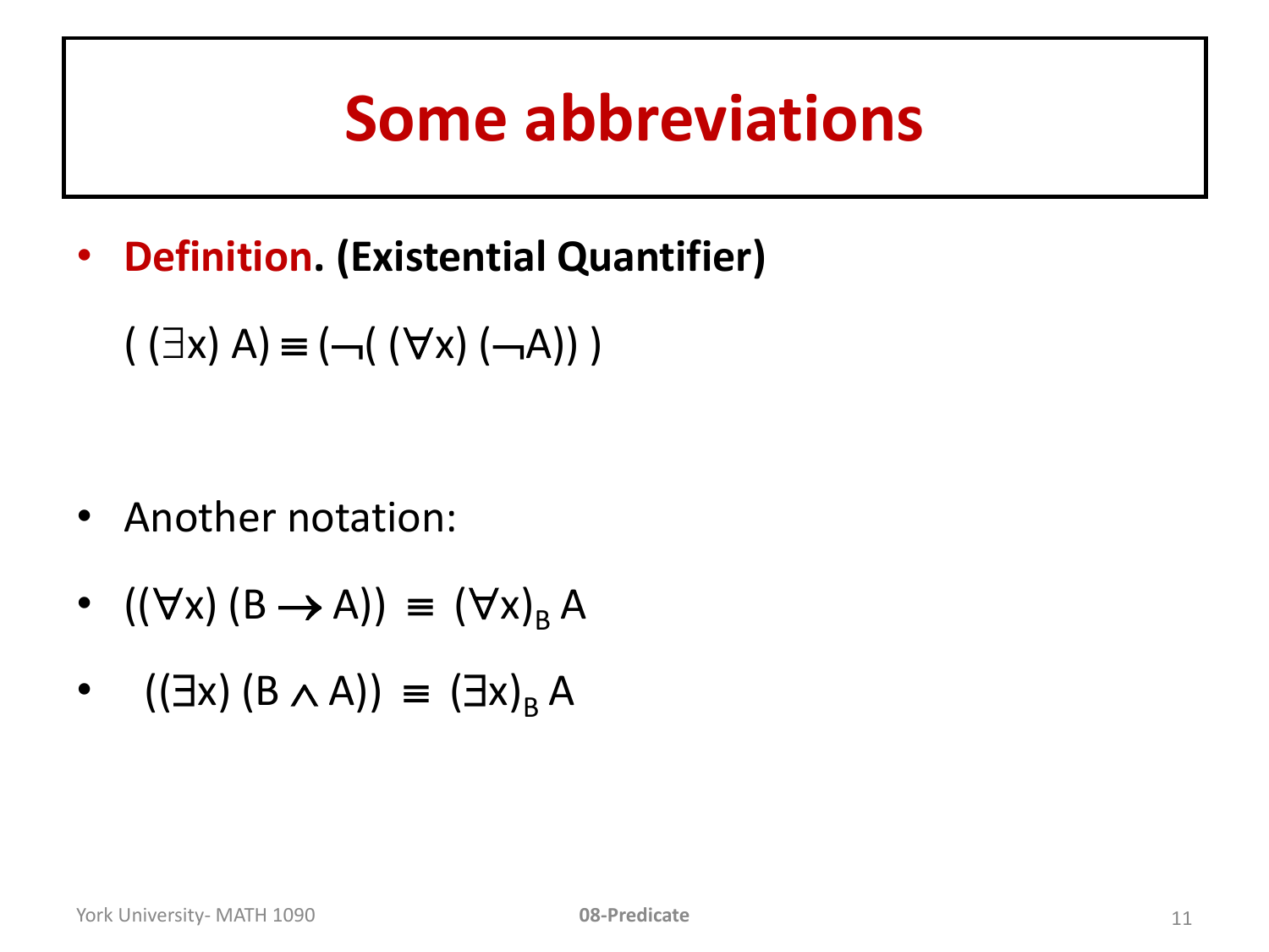# Some abbreviations

- **Definition. (Existential Quantifier)**

$$( (\exists x)\ A) \equiv (\neg( (\forall x)\ (\neg A)) )$$

- Another notation:
- $((\forall x)\ (B \rightarrow A)) \equiv (\forall x)_B\ A$
- $((\exists x)\ (B \wedge A)) \equiv (\exists x)_B\ A$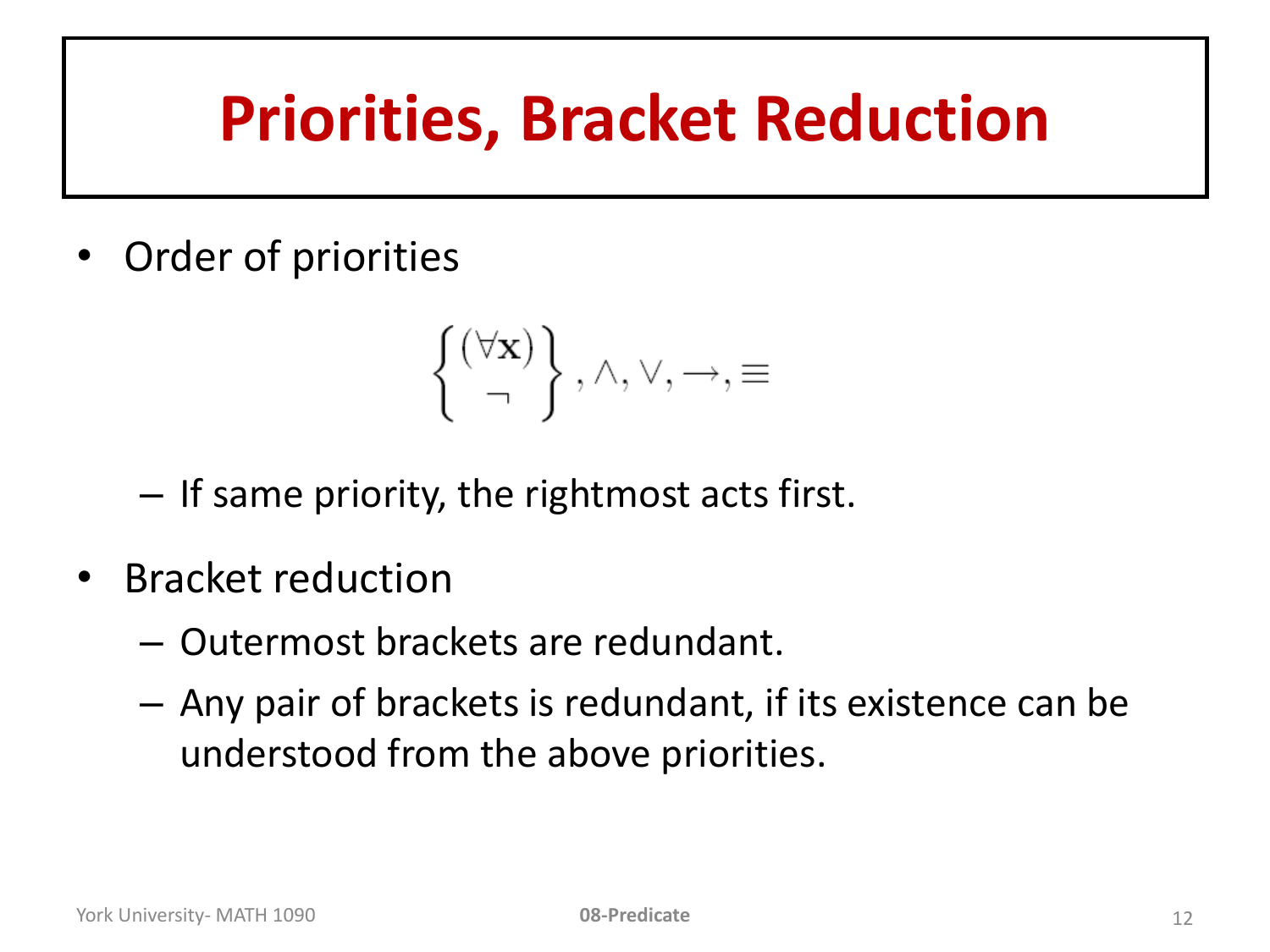# Priorities, Bracket Reduction

- Order of priorities

$$\left\{ \begin{matrix} (\forall \mathbf{x}) \\ \neg \end{matrix} \right\}, \wedge, \vee, \rightarrow, \equiv$$

  - If same priority, the rightmost acts first.

- Bracket reduction
  - Outermost brackets are redundant.
  - Any pair of brackets is redundant, if its existence can be understood from the above priorities.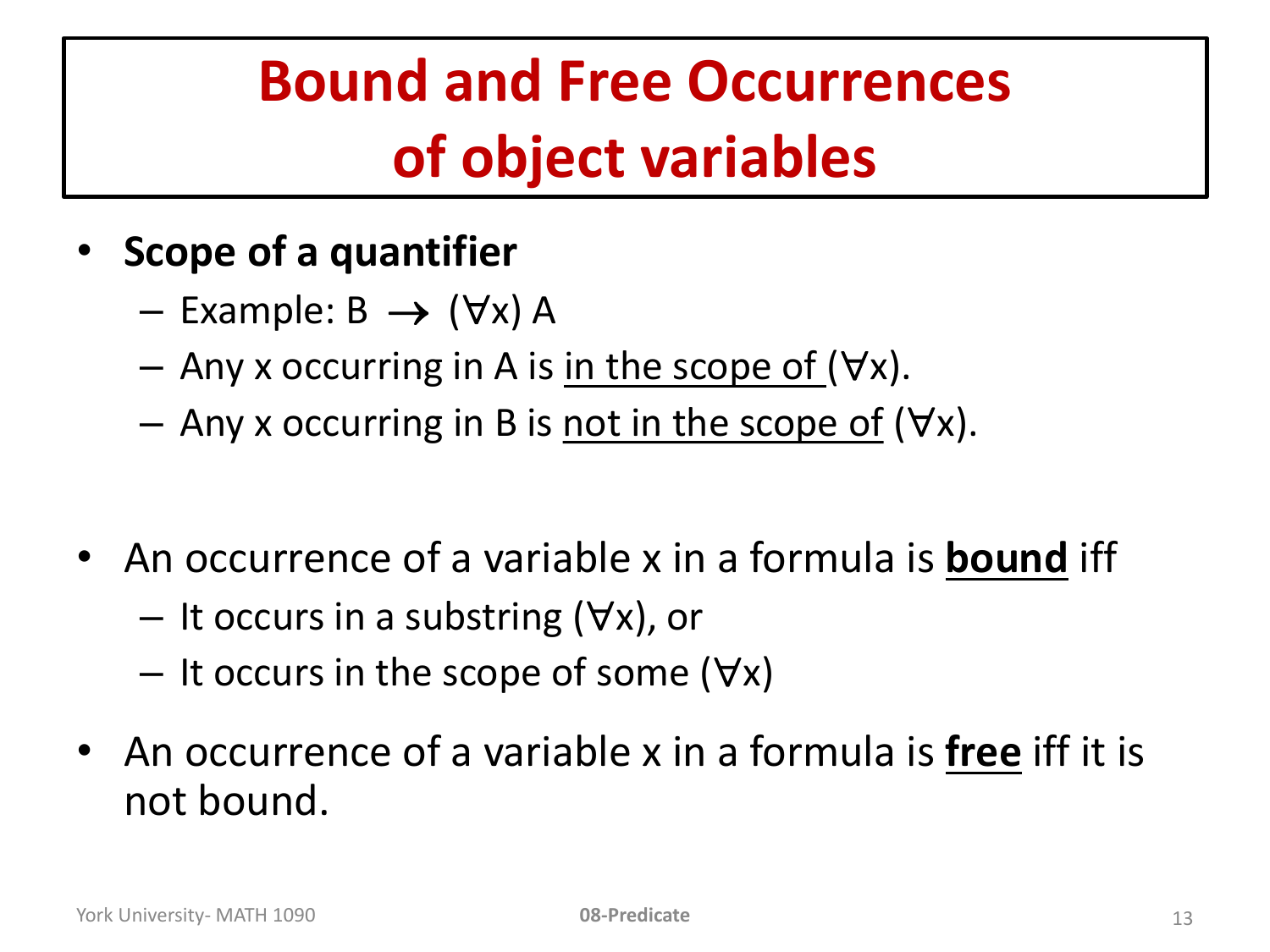# Bound and Free Occurrences of object variables

- **Scope of a quantifier**
  - Example: $B \rightarrow (\forall x)\ A$
  - Any x occurring in A is in the scope of $(\forall x)$.
  - Any x occurring in B is not in the scope of $(\forall x)$.

- An occurrence of a variable x in a formula is **bound** iff
  - It occurs in a substring $(\forall x)$, or
  - It occurs in the scope of some $(\forall x)$

- An occurrence of a variable x in a formula is **free** iff it is not bound.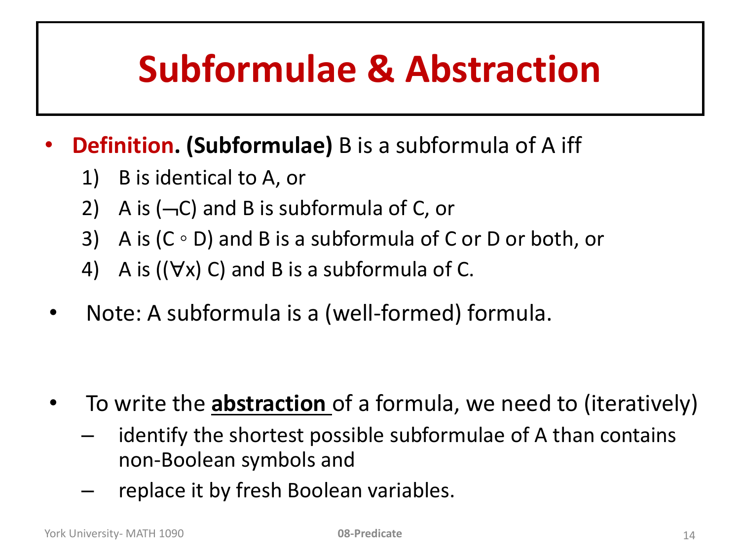# Subformulae & Abstraction

- **Definition. (Subformulae)** B is a subformula of A iff
  1) B is identical to A, or
  2) A is $(\neg C)$ and B is subformula of C, or
  3) A is $(C \circ D)$ and B is a subformula of C or D or both, or
  4) A is $((\forall x)\ C)$ and B is a subformula of C.

- Note: A subformula is a (well-formed) formula.

- To write the **abstraction** of a formula, we need to (iteratively)
  - identify the shortest possible subformulae of A than contains non-Boolean symbols and
  - replace it by fresh Boolean variables.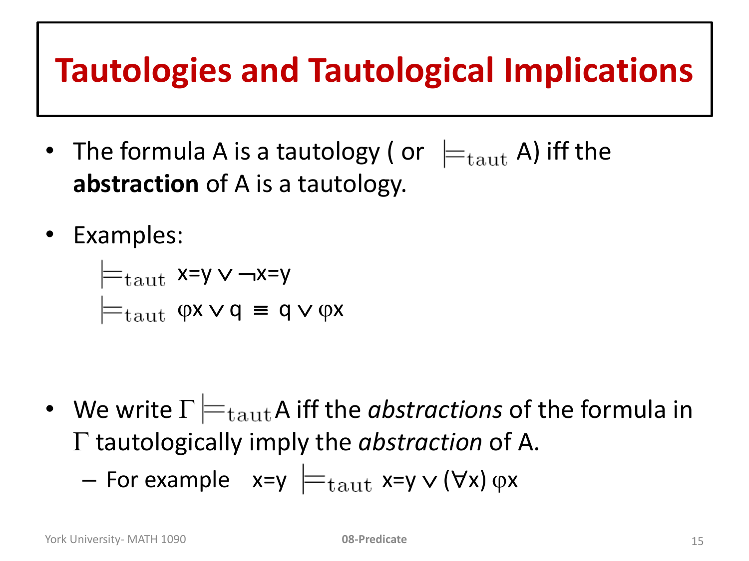# Tautologies and Tautological Implications

- The formula A is a tautology ( or $\models_{\text{taut}}$ A) iff the **abstraction** of A is a tautology.

- Examples:

  $\models_{\text{taut}}$ $x{=}y \vee \neg x{=}y$

  $\models_{\text{taut}}$ $\varphi x \vee q \equiv q \vee \varphi x$

- We write $\Gamma \models_{\text{taut}}$ A iff the *abstractions* of the formula in $\Gamma$ tautologically imply the *abstraction* of A.
  - For example $x{=}y \models_{\text{taut}} x{=}y \vee (\forall x)\, \varphi x$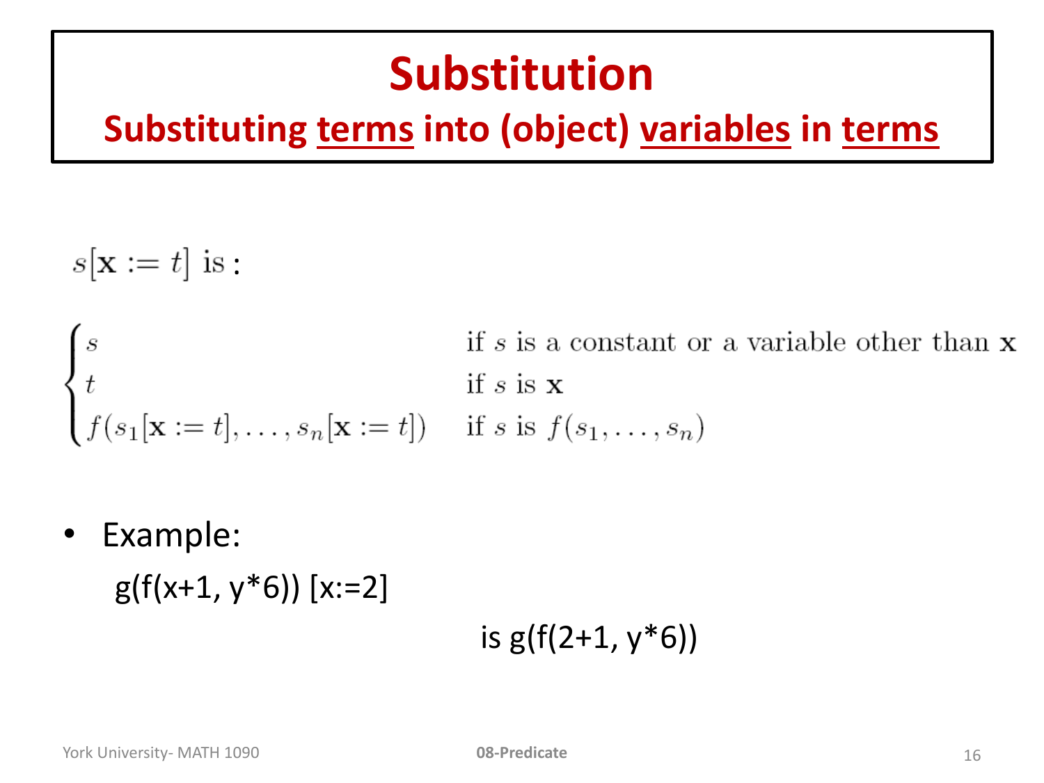# Substitution

## Substituting terms into (object) variables in terms

$s[\mathbf{x} := t]$ is :

$$
\begin{cases}
s & \text{if } s \text{ is a constant or a variable other than } \mathbf{x} \\
t & \text{if } s \text{ is } \mathbf{x} \\
f(s_1[\mathbf{x} := t], \ldots, s_n[\mathbf{x} := t]) & \text{if } s \text{ is } f(s_1, \ldots, s_n)
\end{cases}
$$

- Example:

  g(f(x+1, y*6)) [x:=2]

  is g(f(2+1, y*6))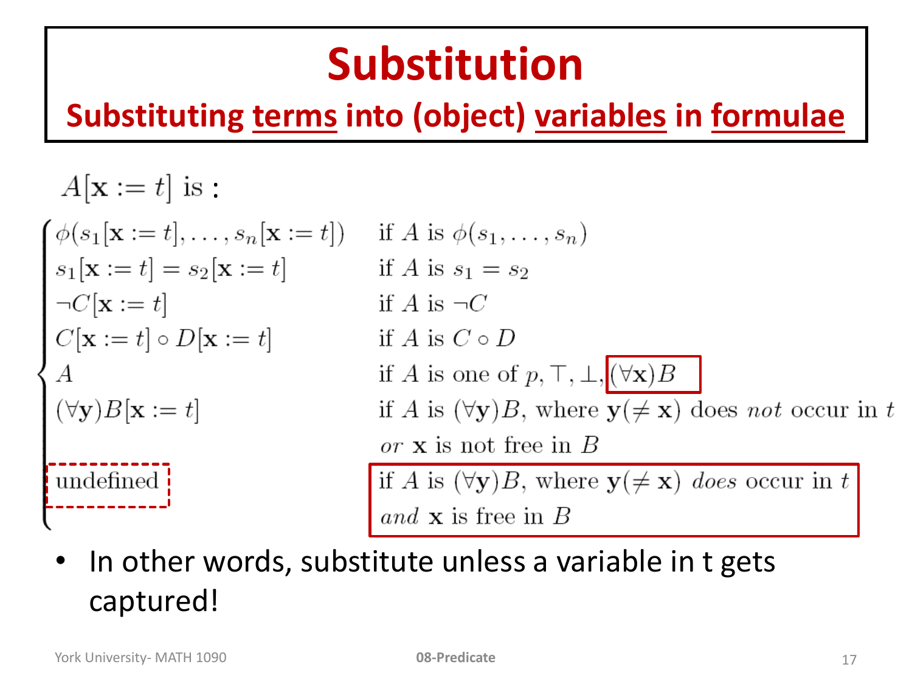# Substitution

## Substituting terms into (object) variables in formulae

$A[\mathbf{x} := t]$ is :

$$
\begin{cases}
\phi(s_1[\mathbf{x} := t], \ldots, s_n[\mathbf{x} := t]) & \text{if } A \text{ is } \phi(s_1, \ldots, s_n) \\
s_1[\mathbf{x} := t] = s_2[\mathbf{x} := t] & \text{if } A \text{ is } s_1 = s_2 \\
\neg C[\mathbf{x} := t] & \text{if } A \text{ is } \neg C \\
C[\mathbf{x} := t] \circ D[\mathbf{x} := t] & \text{if } A \text{ is } C \circ D \\
A & \text{if } A \text{ is one of } p, \top, \bot, (\forall \mathbf{x})B \\
(\forall \mathbf{y})B[\mathbf{x} := t] & \text{if } A \text{ is } (\forall \mathbf{y})B, \text{ where } \mathbf{y}(\neq \mathbf{x}) \text{ does } \textit{not} \text{ occur in } t \\
 & \textit{or } \mathbf{x} \text{ is not free in } B \\
\text{undefined} & \text{if } A \text{ is } (\forall \mathbf{y})B, \text{ where } \mathbf{y}(\neq \mathbf{x}) \textit{ does} \text{ occur in } t \\
 & \textit{and } \mathbf{x} \text{ is free in } B
\end{cases}
$$

- In other words, substitute unless a variable in t gets captured!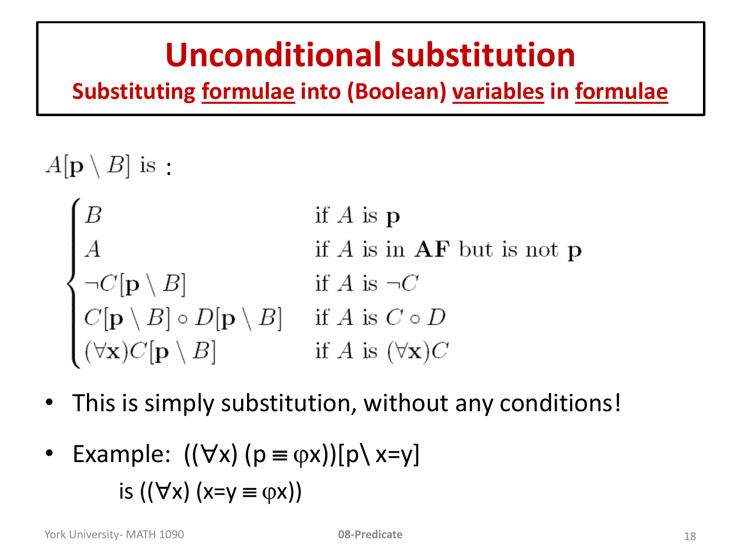# Unconditional substitution

**Substituting formulae into (Boolean) variables in formulae**

$A[\mathbf{p} \setminus B]$ is :

$$
\begin{cases}
B & \text{if } A \text{ is } \mathbf{p} \\
A & \text{if } A \text{ is in } \mathbf{AF} \text{ but is not } \mathbf{p} \\
\neg C[\mathbf{p} \setminus B] & \text{if } A \text{ is } \neg C \\
C[\mathbf{p} \setminus B] \circ D[\mathbf{p} \setminus B] & \text{if } A \text{ is } C \circ D \\
(\forall \mathbf{x}) C[\mathbf{p} \setminus B] & \text{if } A \text{ is } (\forall \mathbf{x}) C
\end{cases}
$$

- This is simply substitution, without any conditions!
- Example: $((\forall x)\ (p \equiv \varphi x))[p \setminus x{=}y]$

  is $((\forall x)\ (x{=}y \equiv \varphi x))$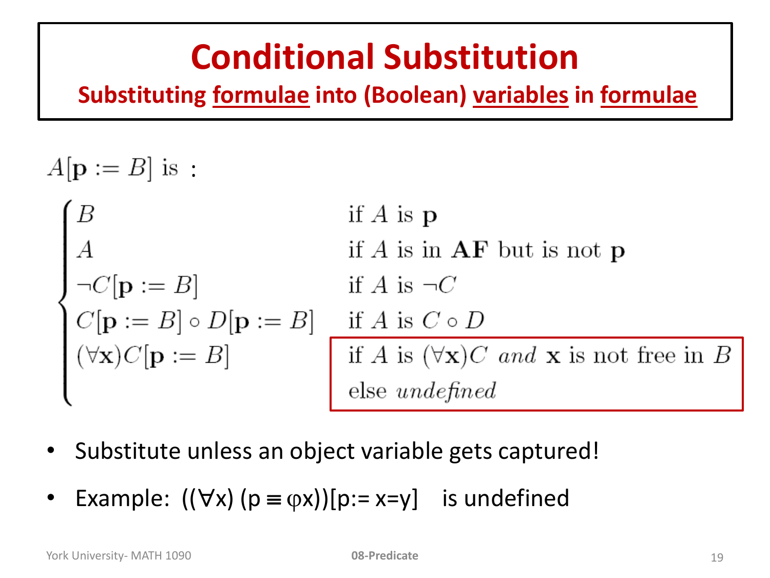# Conditional Substitution

## Substituting formulae into (Boolean) variables in formulae

$A[\mathbf{p} := B]$ is :

$$
\begin{cases}
B & \text{if } A \text{ is } \mathbf{p} \\
A & \text{if } A \text{ is in } \mathbf{AF} \text{ but is not } \mathbf{p} \\
\neg C[\mathbf{p} := B] & \text{if } A \text{ is } \neg C \\
C[\mathbf{p} := B] \circ D[\mathbf{p} := B] & \text{if } A \text{ is } C \circ D \\
(\forall \mathbf{x}) C[\mathbf{p} := B] & \text{if } A \text{ is } (\forall \mathbf{x}) C \ \textit{and} \ \mathbf{x} \text{ is not free in } B \\
 & \text{else } \textit{undefined}
\end{cases}
$$

- Substitute unless an object variable gets captured!
- Example: $((\forall x)(p \equiv \varphi x))[p := x = y]$ is undefined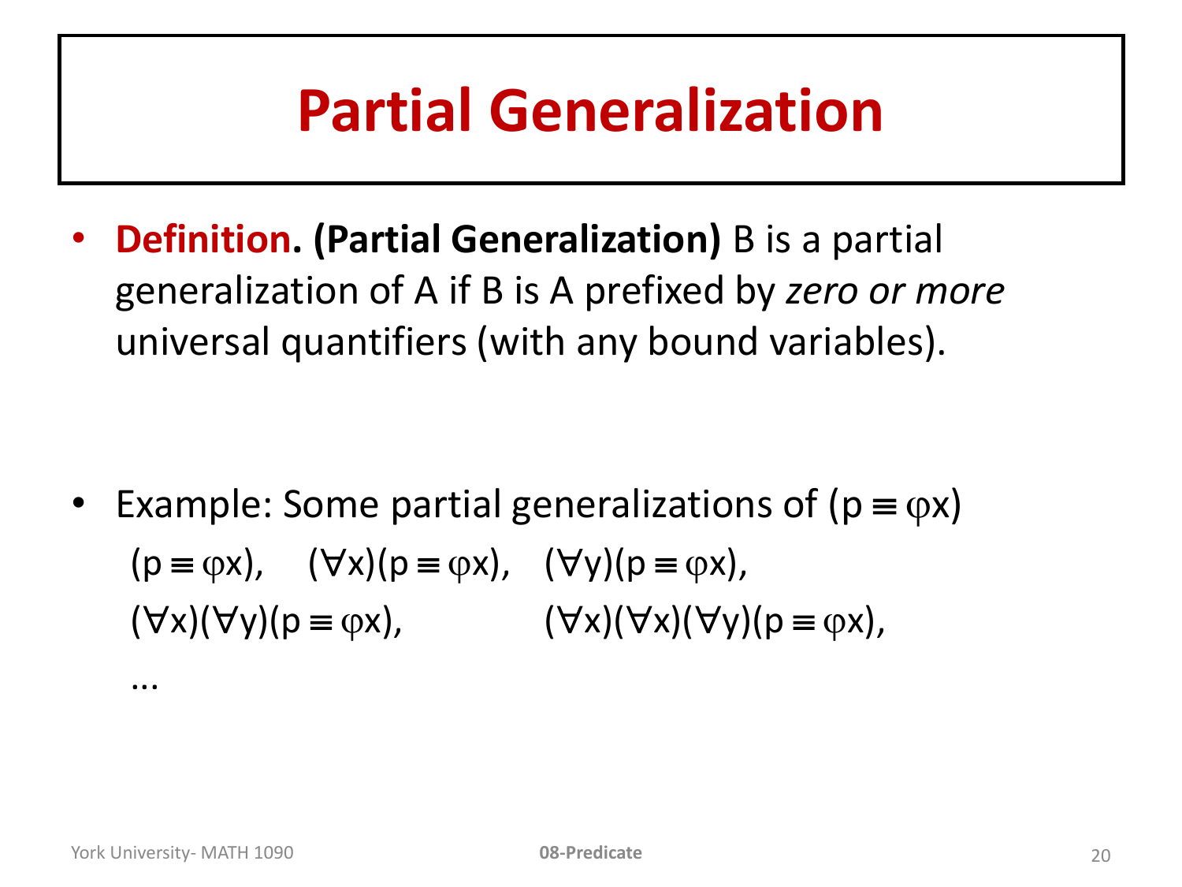# Partial Generalization

- **Definition. (Partial Generalization)** B is a partial generalization of A if B is A prefixed by *zero or more* universal quantifiers (with any bound variables).

- Example: Some partial generalizations of $(p \equiv \varphi x)$

  $(p \equiv \varphi x)$, $(\forall x)(p \equiv \varphi x)$, $(\forall y)(p \equiv \varphi x)$,

  $(\forall x)(\forall y)(p \equiv \varphi x)$, $(\forall x)(\forall x)(\forall y)(p \equiv \varphi x)$,

  ...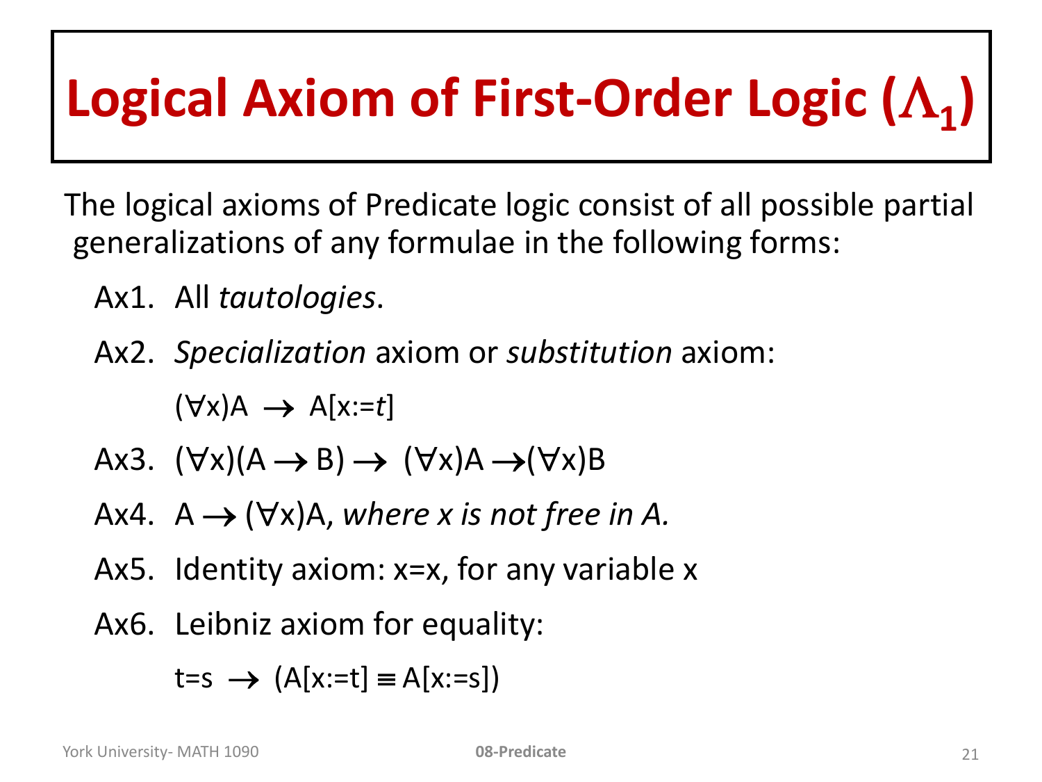# Logical Axiom of First-Order Logic ($\Lambda_1$)

The logical axioms of Predicate logic consist of all possible partial generalizations of any formulae in the following forms:

- Ax1. All *tautologies*.
- Ax2. *Specialization* axiom or *substitution* axiom:

  $(\forall x)A \rightarrow A[x := t]$

- Ax3. $(\forall x)(A \rightarrow B) \rightarrow (\forall x)A \rightarrow (\forall x)B$
- Ax4. $A \rightarrow (\forall x)A$, *where x is not free in A.*
- Ax5. Identity axiom: $x=x$, for any variable $x$
- Ax6. Leibniz axiom for equality:

  $t=s \rightarrow (A[x:=t] \equiv A[x:=s])$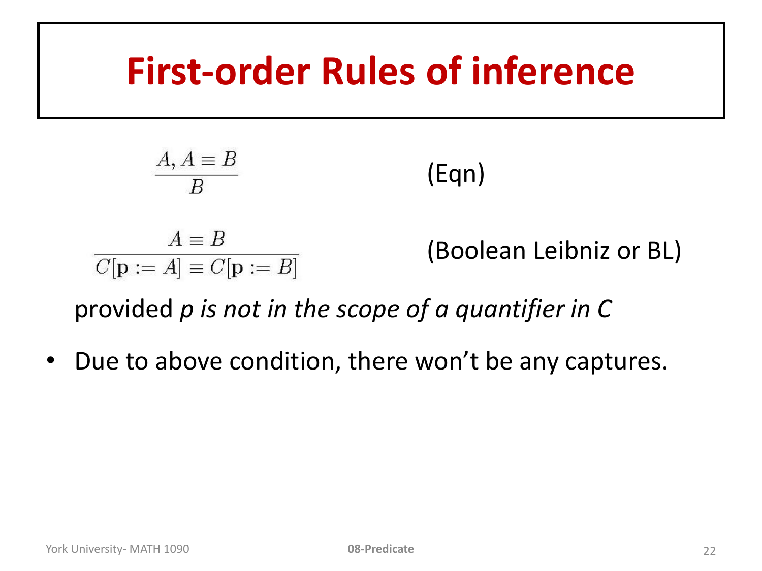# First-order Rules of inference

$$\frac{A, A \equiv B}{B}$$ (Eqn)

$$\frac{A \equiv B}{C[\mathbf{p} := A] \equiv C[\mathbf{p} := B]}$$ (Boolean Leibniz or BL)

provided *p is not in the scope of a quantifier in C*

- Due to above condition, there won't be any captures.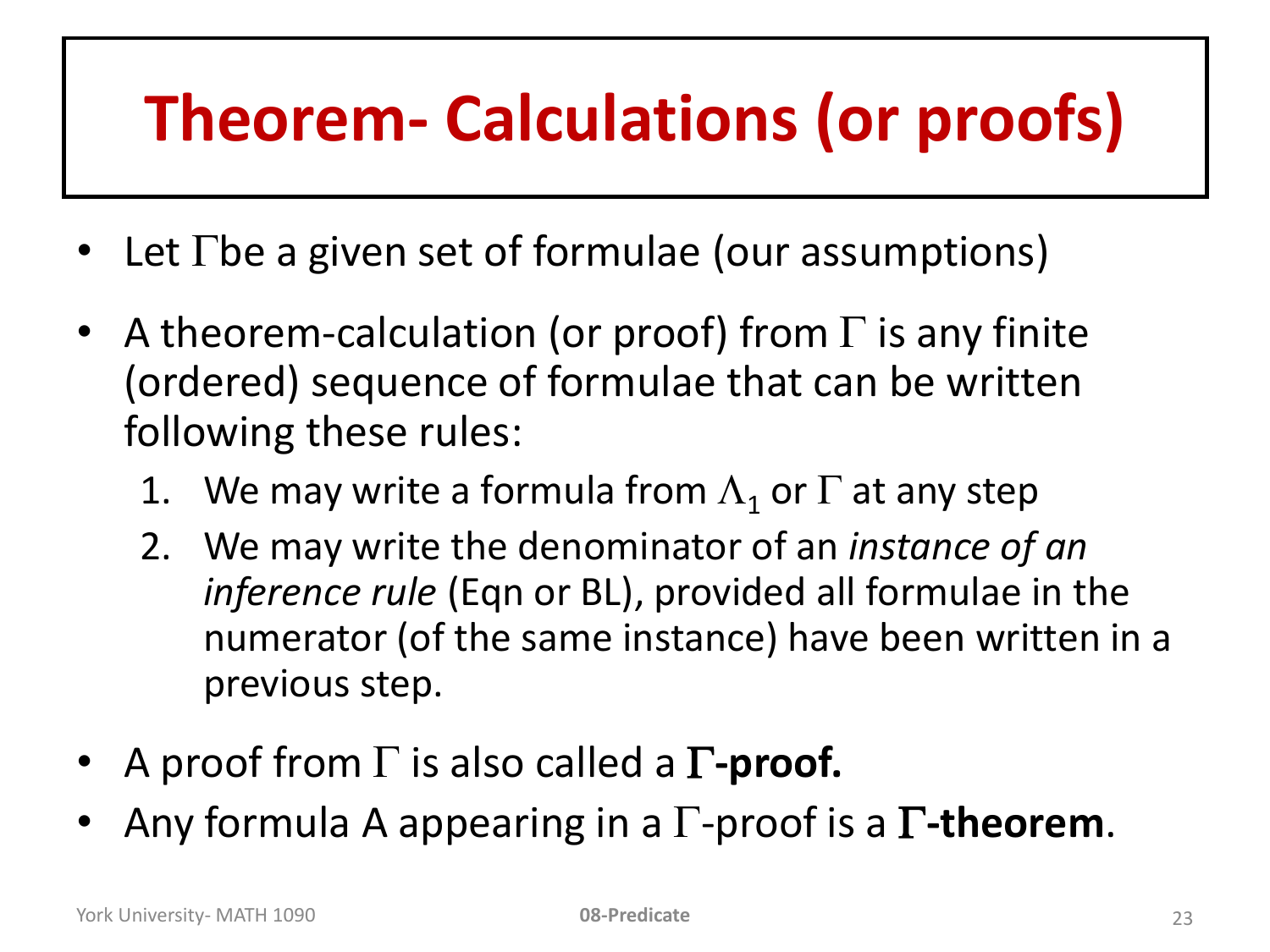# Theorem- Calculations (or proofs)

- Let $\Gamma$ be a given set of formulae (our assumptions)
- A theorem-calculation (or proof) from $\Gamma$ is any finite (ordered) sequence of formulae that can be written following these rules:
  1. We may write a formula from $\Lambda_1$ or $\Gamma$ at any step
  2. We may write the denominator of an *instance of an inference rule* (Eqn or BL), provided all formulae in the numerator (of the same instance) have been written in a previous step.
- A proof from $\Gamma$ is also called a **$\Gamma$-proof.**
- Any formula A appearing in a $\Gamma$-proof is a **$\Gamma$-theorem**.